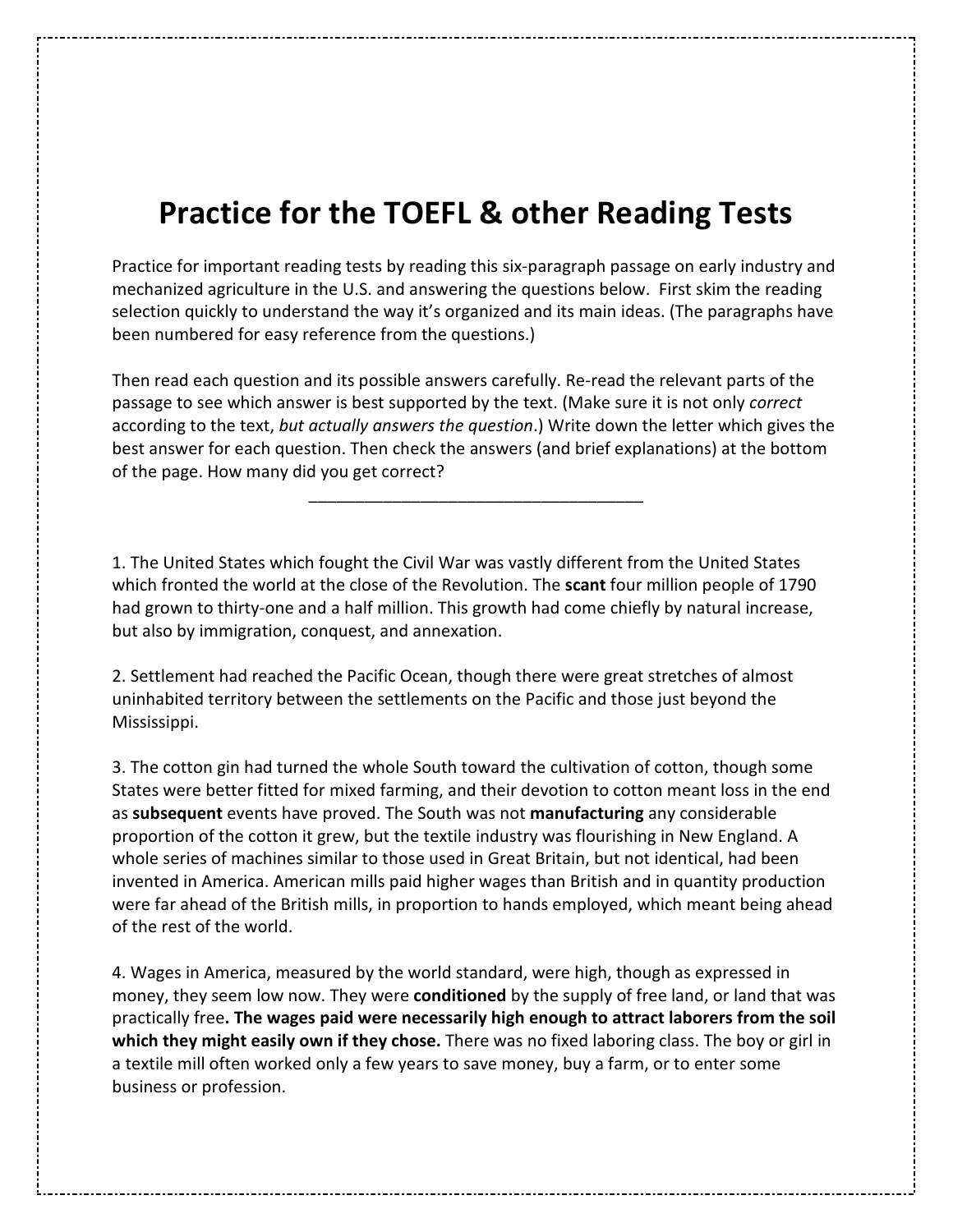# Practice for the TOEFL & other Reading Tests

Practice for important reading tests by reading this six-paragraph passage on early industry and mechanized agriculture in the U.S. and answering the questions below. First skim the reading selection quickly to understand the way it's organized and its main ideas. (The paragraphs have been numbered for easy reference from the questions.)

Then read each question and its possible answers carefully. Re-read the relevant parts of the passage to see which answer is best supported by the text. (Make sure it is not only *correct* according to the text, *but actually answers the question*.) Write down the letter which gives the best answer for each question. Then check the answers (and brief explanations) at the bottom of the page. How many did you get correct?

---

1. The United States which fought the Civil War was vastly different from the United States which fronted the world at the close of the Revolution. The **scant** four million people of 1790 had grown to thirty-one and a half million. This growth had come chiefly by natural increase, but also by immigration, conquest, and annexation.

2. Settlement had reached the Pacific Ocean, though there were great stretches of almost uninhabited territory between the settlements on the Pacific and those just beyond the Mississippi.

3. The cotton gin had turned the whole South toward the cultivation of cotton, though some States were better fitted for mixed farming, and their devotion to cotton meant loss in the end as **subsequent** events have proved. The South was not **manufacturing** any considerable proportion of the cotton it grew, but the textile industry was flourishing in New England. A whole series of machines similar to those used in Great Britain, but not identical, had been invented in America. American mills paid higher wages than British and in quantity production were far ahead of the British mills, in proportion to hands employed, which meant being ahead of the rest of the world.

4. Wages in America, measured by the world standard, were high, though as expressed in money, they seem low now. They were **conditioned** by the supply of free land, or land that was practically free**. The wages paid were necessarily high enough to attract laborers from the soil which they might easily own if they chose.** There was no fixed laboring class. The boy or girl in a textile mill often worked only a few years to save money, buy a farm, or to enter some business or profession.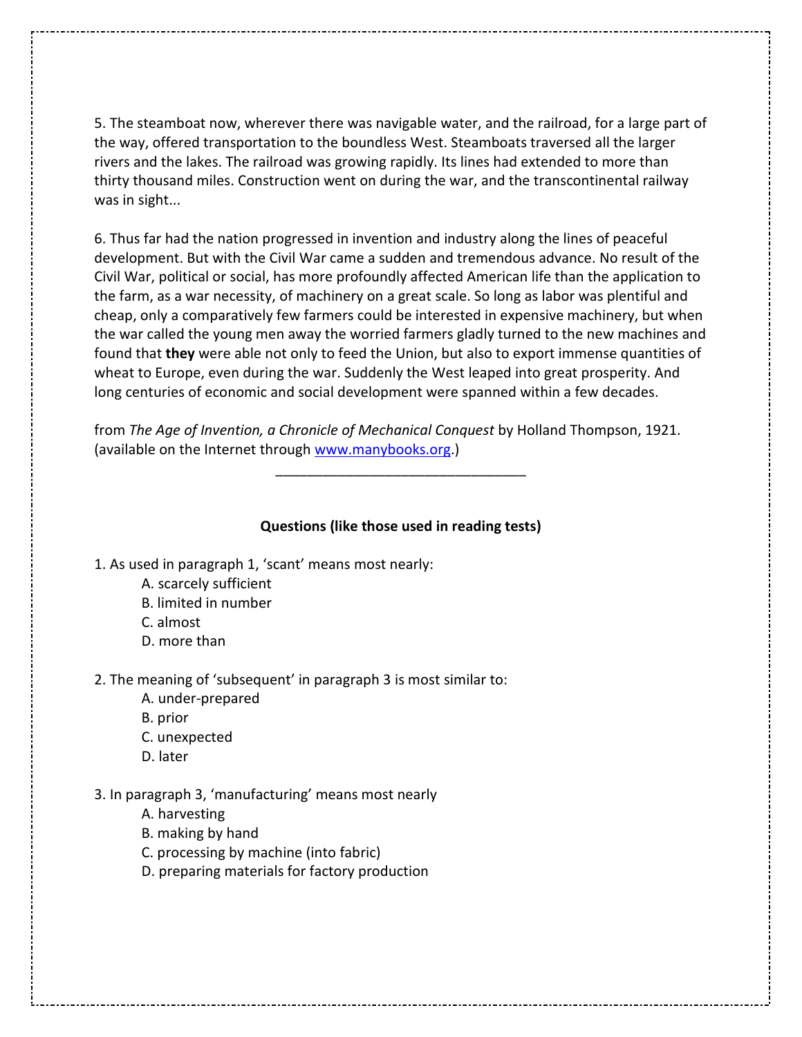5. The steamboat now, wherever there was navigable water, and the railroad, for a large part of the way, offered transportation to the boundless West. Steamboats traversed all the larger rivers and the lakes. The railroad was growing rapidly. Its lines had extended to more than thirty thousand miles. Construction went on during the war, and the transcontinental railway was in sight...

6. Thus far had the nation progressed in invention and industry along the lines of peaceful development. But with the Civil War came a sudden and tremendous advance. No result of the Civil War, political or social, has more profoundly affected American life than the application to the farm, as a war necessity, of machinery on a great scale. So long as labor was plentiful and cheap, only a comparatively few farmers could be interested in expensive machinery, but when the war called the young men away the worried farmers gladly turned to the new machines and found that **they** were able not only to feed the Union, but also to export immense quantities of wheat to Europe, even during the war. Suddenly the West leaped into great prosperity. And long centuries of economic and social development were spanned within a few decades.

from *The Age of Invention, a Chronicle of Mechanical Conquest* by Holland Thompson, 1921. (available on the Internet through [www.manybooks.org](http://www.manybooks.org).)

---

**Questions (like those used in reading tests)**

1. As used in paragraph 1, 'scant' means most nearly:
   - A. scarcely sufficient
   - B. limited in number
   - C. almost
   - D. more than

2. The meaning of 'subsequent' in paragraph 3 is most similar to:
   - A. under-prepared
   - B. prior
   - C. unexpected
   - D. later

3. In paragraph 3, 'manufacturing' means most nearly
   - A. harvesting
   - B. making by hand
   - C. processing by machine (into fabric)
   - D. preparing materials for factory production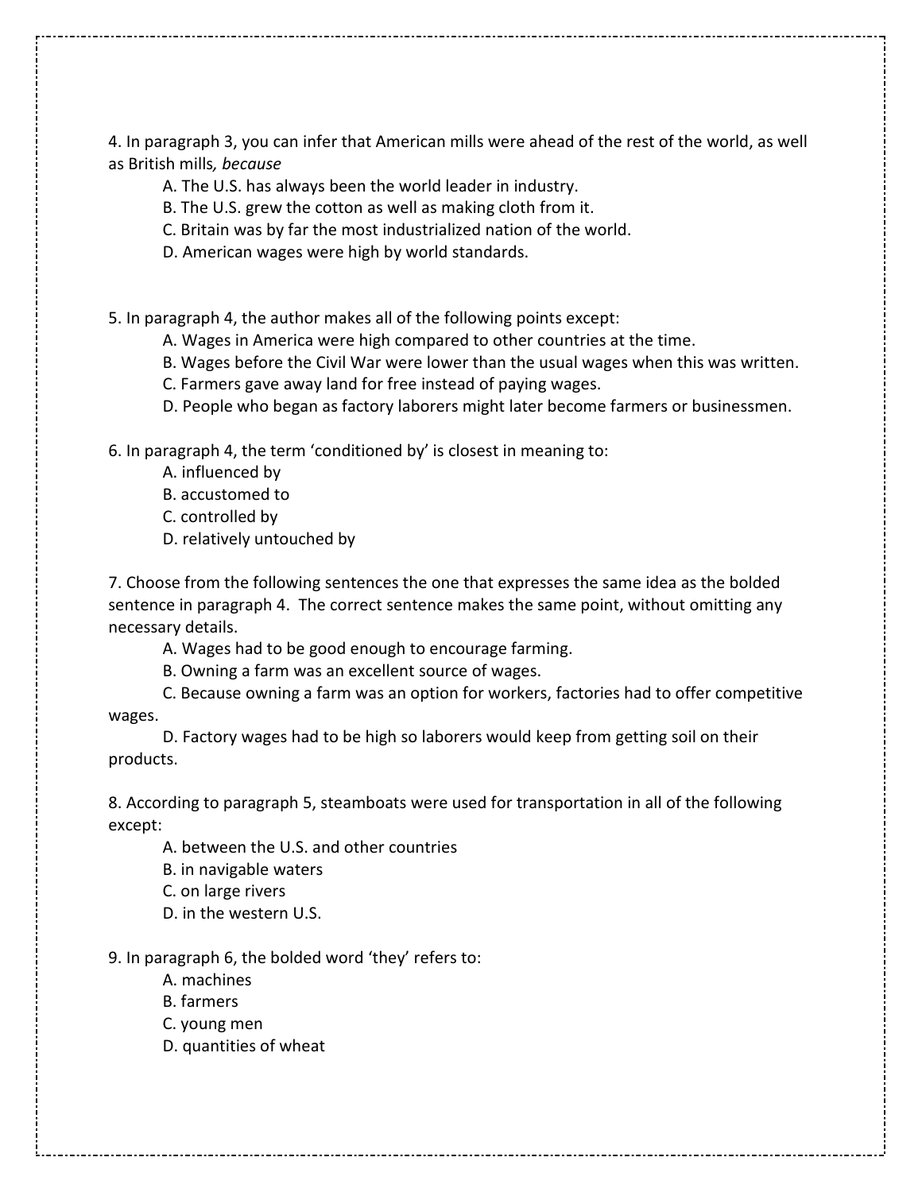4. In paragraph 3, you can infer that American mills were ahead of the rest of the world, as well as British mills*, because*

A. The U.S. has always been the world leader in industry.
B. The U.S. grew the cotton as well as making cloth from it.
C. Britain was by far the most industrialized nation of the world.
D. American wages were high by world standards.

5. In paragraph 4, the author makes all of the following points except:

A. Wages in America were high compared to other countries at the time.
B. Wages before the Civil War were lower than the usual wages when this was written.
C. Farmers gave away land for free instead of paying wages.
D. People who began as factory laborers might later become farmers or businessmen.

6. In paragraph 4, the term 'conditioned by' is closest in meaning to:

A. influenced by
B. accustomed to
C. controlled by
D. relatively untouched by

7. Choose from the following sentences the one that expresses the same idea as the bolded sentence in paragraph 4. The correct sentence makes the same point, without omitting any necessary details.

A. Wages had to be good enough to encourage farming.
B. Owning a farm was an excellent source of wages.
C. Because owning a farm was an option for workers, factories had to offer competitive wages.
D. Factory wages had to be high so laborers would keep from getting soil on their products.

8. According to paragraph 5, steamboats were used for transportation in all of the following except:

A. between the U.S. and other countries
B. in navigable waters
C. on large rivers
D. in the western U.S.

9. In paragraph 6, the bolded word 'they' refers to:

A. machines
B. farmers
C. young men
D. quantities of wheat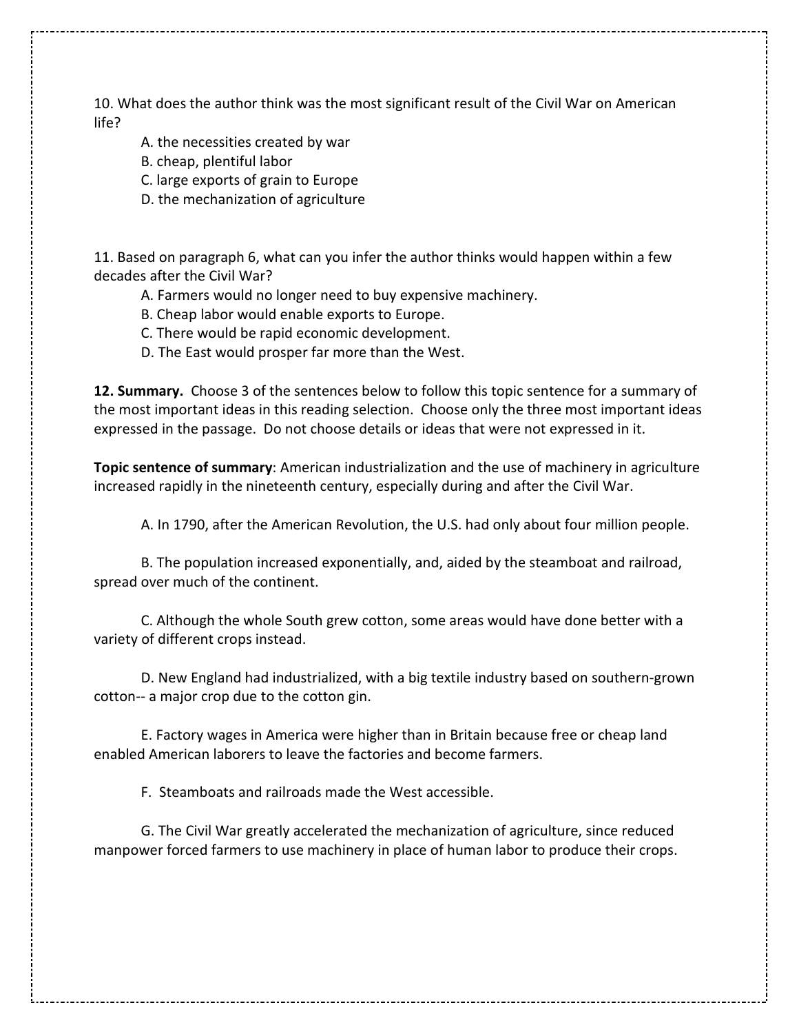10. What does the author think was the most significant result of the Civil War on American life?

A. the necessities created by war
B. cheap, plentiful labor
C. large exports of grain to Europe
D. the mechanization of agriculture

11. Based on paragraph 6, what can you infer the author thinks would happen within a few decades after the Civil War?

A. Farmers would no longer need to buy expensive machinery.
B. Cheap labor would enable exports to Europe.
C. There would be rapid economic development.
D. The East would prosper far more than the West.

**12. Summary.** Choose 3 of the sentences below to follow this topic sentence for a summary of the most important ideas in this reading selection. Choose only the three most important ideas expressed in the passage. Do not choose details or ideas that were not expressed in it.

**Topic sentence of summary**: American industrialization and the use of machinery in agriculture increased rapidly in the nineteenth century, especially during and after the Civil War.

A. In 1790, after the American Revolution, the U.S. had only about four million people.

B. The population increased exponentially, and, aided by the steamboat and railroad, spread over much of the continent.

C. Although the whole South grew cotton, some areas would have done better with a variety of different crops instead.

D. New England had industrialized, with a big textile industry based on southern-grown cotton-- a major crop due to the cotton gin.

E. Factory wages in America were higher than in Britain because free or cheap land enabled American laborers to leave the factories and become farmers.

F. Steamboats and railroads made the West accessible.

G. The Civil War greatly accelerated the mechanization of agriculture, since reduced manpower forced farmers to use machinery in place of human labor to produce their crops.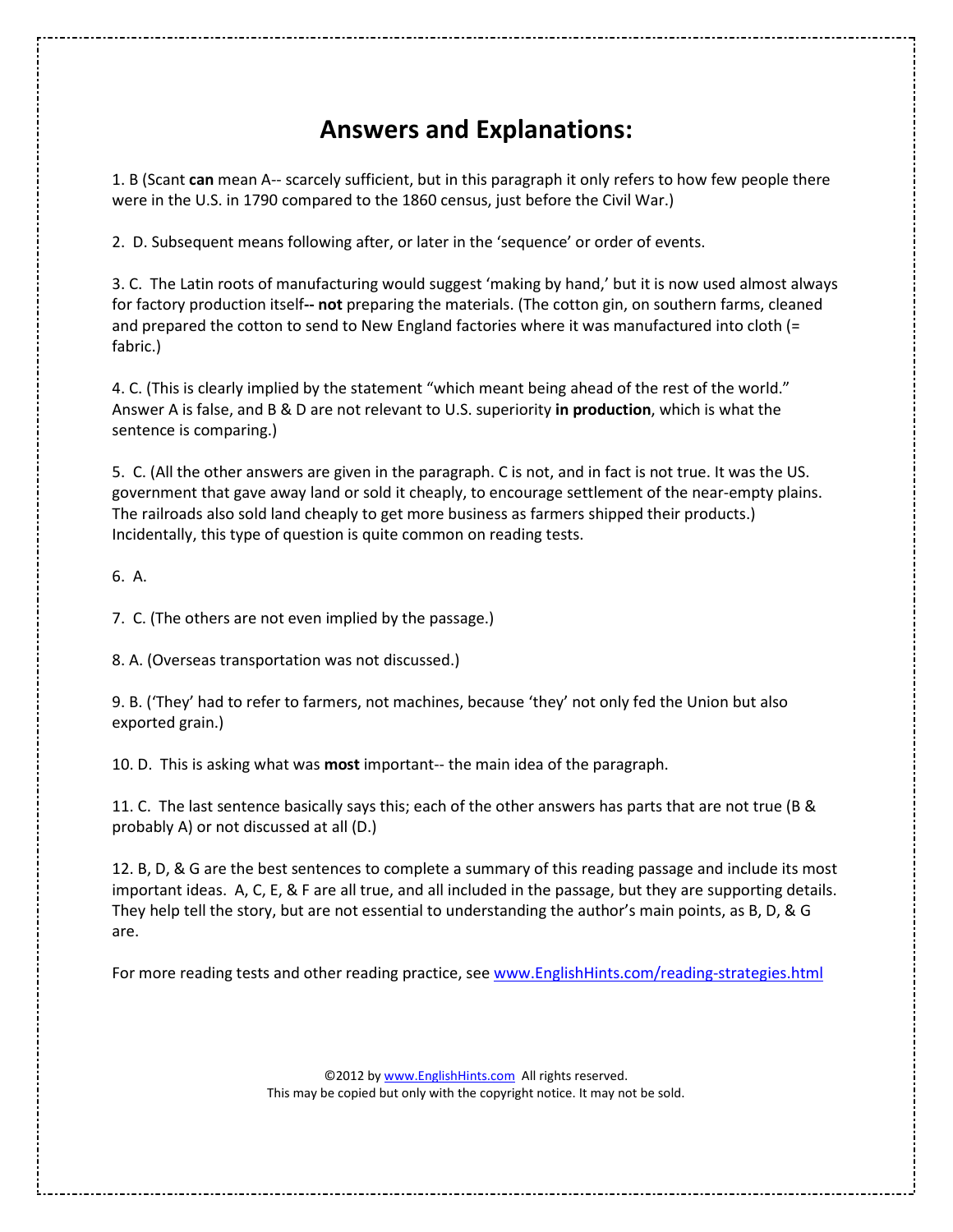# Answers and Explanations:

1. B (Scant **can** mean A-- scarcely sufficient, but in this paragraph it only refers to how few people there were in the U.S. in 1790 compared to the 1860 census, just before the Civil War.)

2. D. Subsequent means following after, or later in the 'sequence' or order of events.

3. C. The Latin roots of manufacturing would suggest 'making by hand,' but it is now used almost always for factory production itself**-- not** preparing the materials. (The cotton gin, on southern farms, cleaned and prepared the cotton to send to New England factories where it was manufactured into cloth (= fabric.)

4. C. (This is clearly implied by the statement "which meant being ahead of the rest of the world." Answer A is false, and B & D are not relevant to U.S. superiority **in production**, which is what the sentence is comparing.)

5. C. (All the other answers are given in the paragraph. C is not, and in fact is not true. It was the US. government that gave away land or sold it cheaply, to encourage settlement of the near-empty plains. The railroads also sold land cheaply to get more business as farmers shipped their products.) Incidentally, this type of question is quite common on reading tests.

6. A.

7. C. (The others are not even implied by the passage.)

8. A. (Overseas transportation was not discussed.)

9. B. ('They' had to refer to farmers, not machines, because 'they' not only fed the Union but also exported grain.)

10. D. This is asking what was **most** important-- the main idea of the paragraph.

11. C. The last sentence basically says this; each of the other answers has parts that are not true (B & probably A) or not discussed at all (D.)

12. B, D, & G are the best sentences to complete a summary of this reading passage and include its most important ideas. A, C, E, & F are all true, and all included in the passage, but they are supporting details. They help tell the story, but are not essential to understanding the author's main points, as B, D, & G are.

For more reading tests and other reading practice, see www.EnglishHints.com/reading-strategies.html

©2012 by www.EnglishHints.com All rights reserved.
This may be copied but only with the copyright notice. It may not be sold.